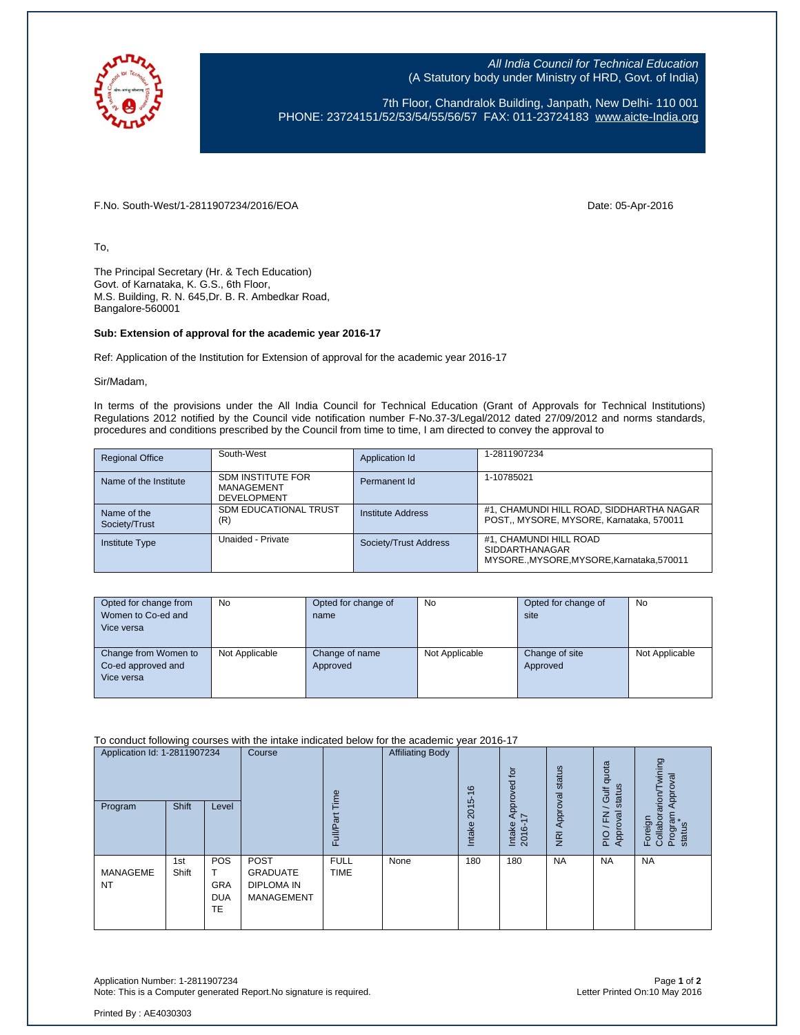All India Council for Technical Education
(A Statutory body under Ministry of HRD, Govt. of India)

7th Floor, Chandralok Building, Janpath, New Delhi- 110 001
PHONE: 23724151/52/53/54/55/56/57 FAX: 011-23724183 www.aicte-India.org

F.No. South-West/1-2811907234/2016/EOA

Date: 05-Apr-2016

To,

The Principal Secretary (Hr. & Tech Education)
Govt. of Karnataka, K. G.S., 6th Floor,
M.S. Building, R. N. 645,Dr. B. R. Ambedkar Road,
Bangalore-560001

**Sub: Extension of approval for the academic year 2016-17**

Ref: Application of the Institution for Extension of approval for the academic year 2016-17

Sir/Madam,

In terms of the provisions under the All India Council for Technical Education (Grant of Approvals for Technical Institutions) Regulations 2012 notified by the Council vide notification number F-No.37-3/Legal/2012 dated 27/09/2012 and norms standards, procedures and conditions prescribed by the Council from time to time, I am directed to convey the approval to

| Regional Office | South-West | Application Id | 1-2811907234 |
|---|---|---|---|
| Name of the Institute | SDM INSTITUTE FOR MANAGEMENT DEVELOPMENT | Permanent Id | 1-10785021 |
| Name of the Society/Trust | SDM EDUCATIONAL TRUST (R) | Institute Address | #1, CHAMUNDI HILL ROAD, SIDDHARTHA NAGAR POST,, MYSORE, MYSORE, Karnataka, 570011 |
| Institute Type | Unaided - Private | Society/Trust Address | #1, CHAMUNDI HILL ROAD SIDDARTHANAGAR MYSORE.,MYSORE,MYSORE,Karnataka,570011 |

| Opted for change from Women to Co-ed and Vice versa | No | Opted for change of name | No | Opted for change of site | No |
|---|---|---|---|---|---|
| Change from Women to Co-ed approved and Vice versa | Not Applicable | Change of name Approved | Not Applicable | Change of site Approved | Not Applicable |

To conduct following courses with the intake indicated below for the academic year 2016-17

| Application Id: 1-2811907234 | | | Course | Full/Part Time | Affiliating Body | Intake 2015-16 | Intake Approved for 2016-17 | NRI Approval status | PIO / FN / Gulf quota Approval status | Foreign Collaborarion/Twining Program Approval status* |
|---|---|---|---|---|---|---|---|---|---|---|
| Program | Shift | Level | | | | | | | | |
| MANAGEMENT | 1st Shift | POST GRADUATE | POST GRADUATE DIPLOMA IN MANAGEMENT | FULL TIME | None | 180 | 180 | NA | NA | NA |

Application Number: 1-2811907234
Note: This is a Computer generated Report.No signature is required.

Letter Printed On:10 May 2016

Printed By : AE4030303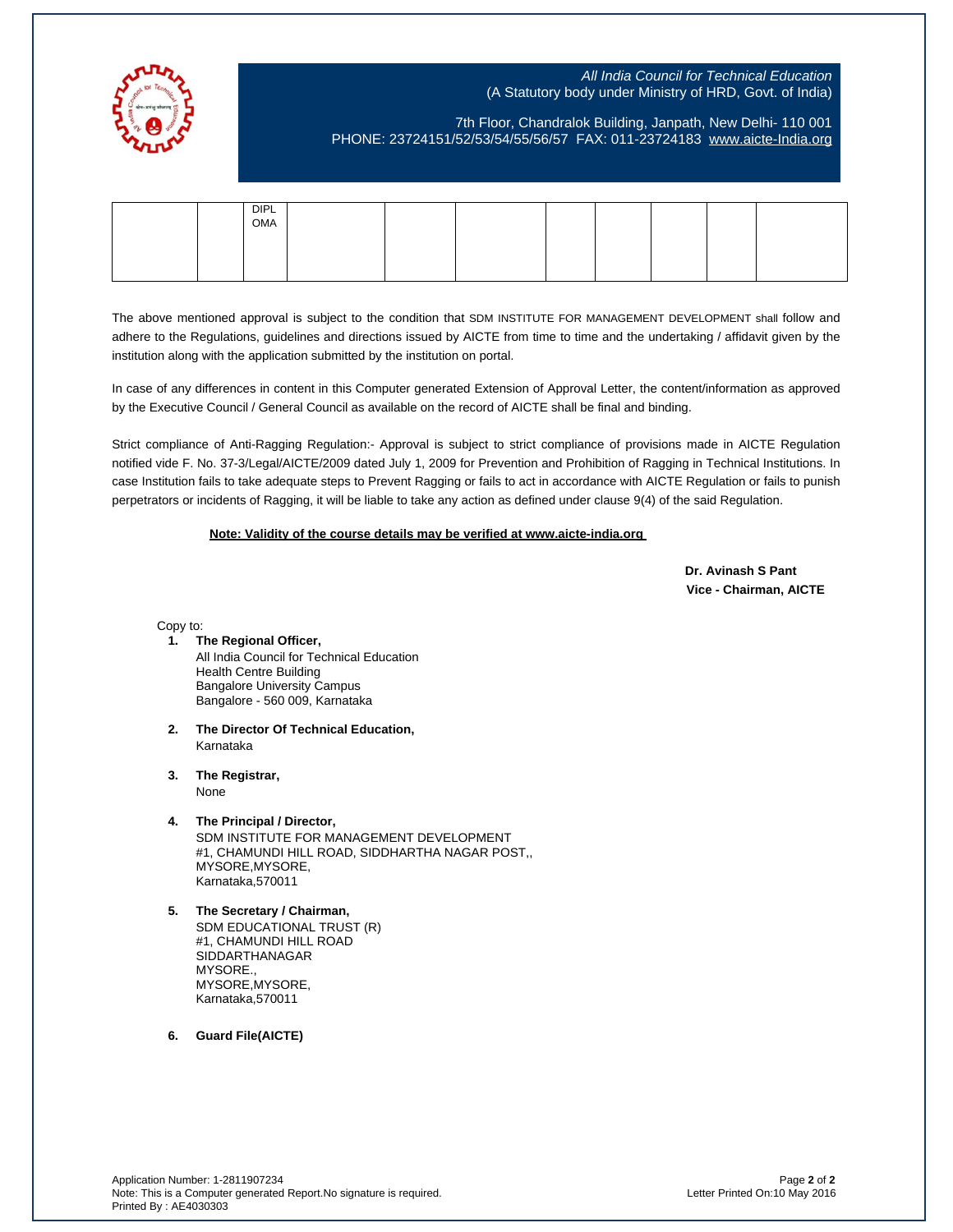*All India Council for Technical Education*
(A Statutory body under Ministry of HRD, Govt. of India)

7th Floor, Chandralok Building, Janpath, New Delhi- 110 001
PHONE: 23724151/52/53/54/55/56/57 FAX: 011-23724183 www.aicte-India.org

| | | | | | | | | | |
|---|---|---|---|---|---|---|---|---|---|
| | | DIPLOMA | | | | | | | |

The above mentioned approval is subject to the condition that SDM INSTITUTE FOR MANAGEMENT DEVELOPMENT shall follow and adhere to the Regulations, guidelines and directions issued by AICTE from time to time and the undertaking / affidavit given by the institution along with the application submitted by the institution on portal.

In case of any differences in content in this Computer generated Extension of Approval Letter, the content/information as approved by the Executive Council / General Council as available on the record of AICTE shall be final and binding.

Strict compliance of Anti-Ragging Regulation:- Approval is subject to strict compliance of provisions made in AICTE Regulation notified vide F. No. 37-3/Legal/AICTE/2009 dated July 1, 2009 for Prevention and Prohibition of Ragging in Technical Institutions. In case Institution fails to take adequate steps to Prevent Ragging or fails to act in accordance with AICTE Regulation or fails to punish perpetrators or incidents of Ragging, it will be liable to take any action as defined under clause 9(4) of the said Regulation.

**Note: Validity of the course details may be verified at www.aicte-india.org**

**Dr. Avinash S Pant**
**Vice - Chairman, AICTE**

Copy to:

1. **The Regional Officer,**
   All India Council for Technical Education
   Health Centre Building
   Bangalore University Campus
   Bangalore - 560 009, Karnataka

2. **The Director Of Technical Education,**
   Karnataka

3. **The Registrar,**
   None

4. **The Principal / Director,**
   SDM INSTITUTE FOR MANAGEMENT DEVELOPMENT
   #1, CHAMUNDI HILL ROAD, SIDDHARTHA NAGAR POST,,
   MYSORE,MYSORE,
   Karnataka,570011

5. **The Secretary / Chairman,**
   SDM EDUCATIONAL TRUST (R)
   #1, CHAMUNDI HILL ROAD
   SIDDARTHANAGAR
   MYSORE.,
   MYSORE,MYSORE,
   Karnataka,570011

6. **Guard File(AICTE)**

Application Number: 1-2811907234
Note: This is a Computer generated Report.No signature is required.
Printed By : AE4030303

Letter Printed On:10 May 2016